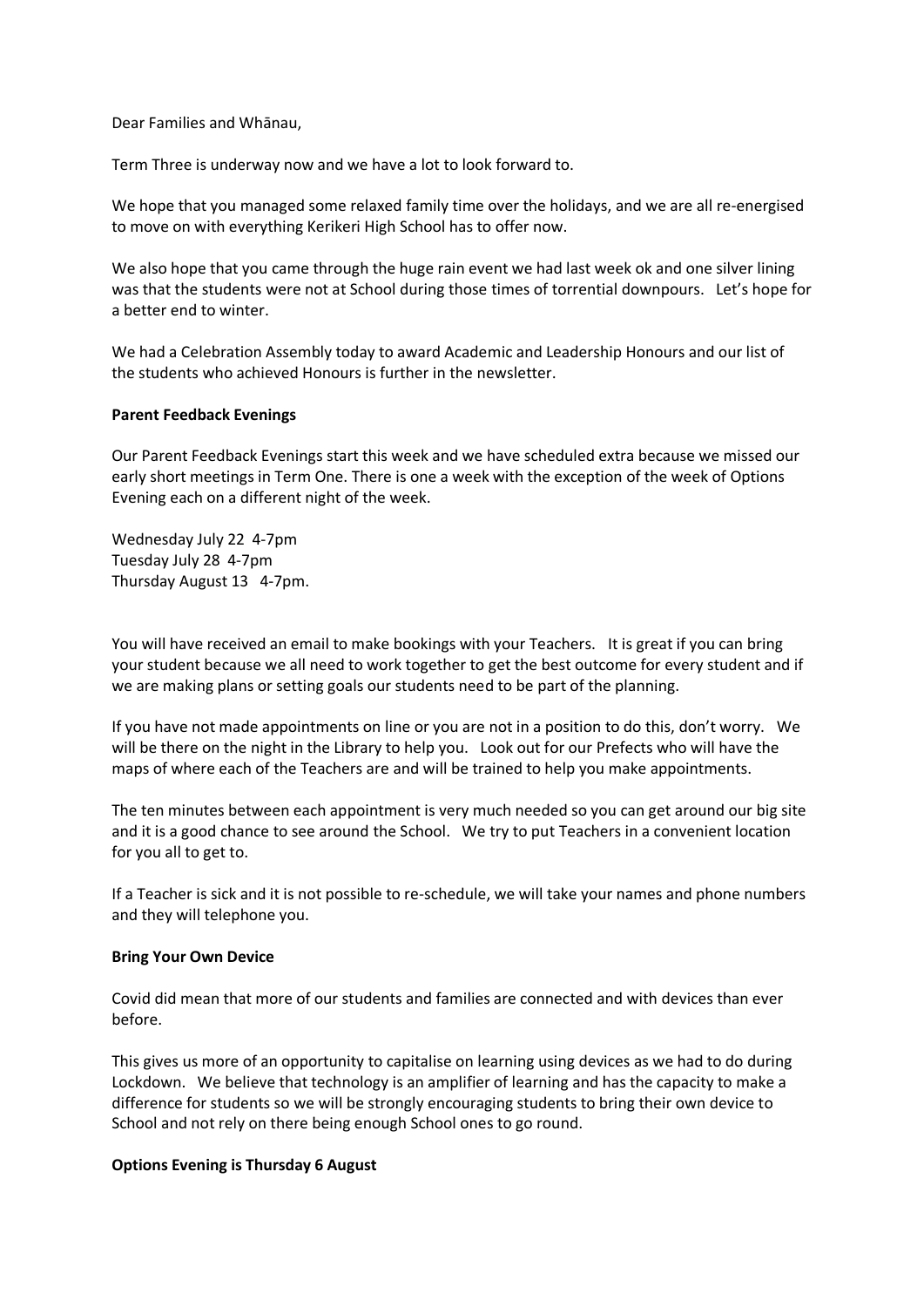Dear Families and Whānau,

Term Three is underway now and we have a lot to look forward to.

We hope that you managed some relaxed family time over the holidays, and we are all re-energised to move on with everything Kerikeri High School has to offer now.

We also hope that you came through the huge rain event we had last week ok and one silver lining was that the students were not at School during those times of torrential downpours. Let's hope for a better end to winter.

We had a Celebration Assembly today to award Academic and Leadership Honours and our list of the students who achieved Honours is further in the newsletter.

**Parent Feedback Evenings**

Our Parent Feedback Evenings start this week and we have scheduled extra because we missed our early short meetings in Term One. There is one a week with the exception of the week of Options Evening each on a different night of the week.

Wednesday July 22 4-7pm
Tuesday July 28 4-7pm
Thursday August 13 4-7pm.

You will have received an email to make bookings with your Teachers. It is great if you can bring your student because we all need to work together to get the best outcome for every student and if we are making plans or setting goals our students need to be part of the planning.

If you have not made appointments on line or you are not in a position to do this, don't worry. We will be there on the night in the Library to help you. Look out for our Prefects who will have the maps of where each of the Teachers are and will be trained to help you make appointments.

The ten minutes between each appointment is very much needed so you can get around our big site and it is a good chance to see around the School. We try to put Teachers in a convenient location for you all to get to.

If a Teacher is sick and it is not possible to re-schedule, we will take your names and phone numbers and they will telephone you.

**Bring Your Own Device**

Covid did mean that more of our students and families are connected and with devices than ever before.

This gives us more of an opportunity to capitalise on learning using devices as we had to do during Lockdown. We believe that technology is an amplifier of learning and has the capacity to make a difference for students so we will be strongly encouraging students to bring their own device to School and not rely on there being enough School ones to go round.

**Options Evening is Thursday 6 August**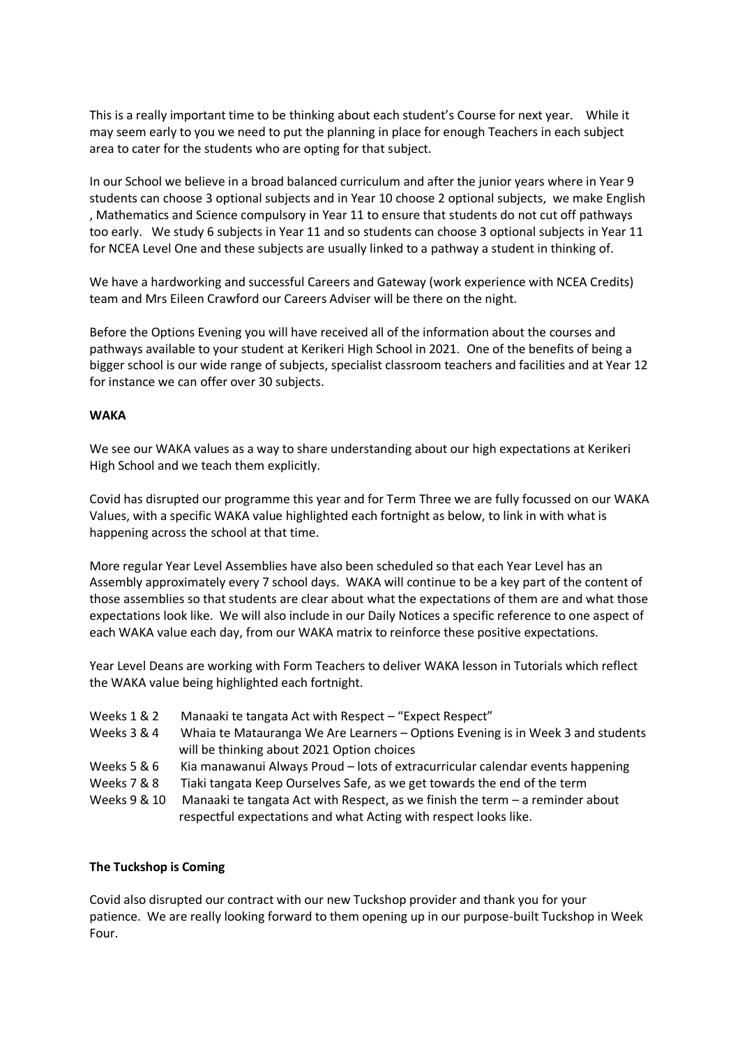This is a really important time to be thinking about each student's Course for next year. While it may seem early to you we need to put the planning in place for enough Teachers in each subject area to cater for the students who are opting for that subject.

In our School we believe in a broad balanced curriculum and after the junior years where in Year 9 students can choose 3 optional subjects and in Year 10 choose 2 optional subjects, we make English , Mathematics and Science compulsory in Year 11 to ensure that students do not cut off pathways too early. We study 6 subjects in Year 11 and so students can choose 3 optional subjects in Year 11 for NCEA Level One and these subjects are usually linked to a pathway a student in thinking of.

We have a hardworking and successful Careers and Gateway (work experience with NCEA Credits) team and Mrs Eileen Crawford our Careers Adviser will be there on the night.

Before the Options Evening you will have received all of the information about the courses and pathways available to your student at Kerikeri High School in 2021. One of the benefits of being a bigger school is our wide range of subjects, specialist classroom teachers and facilities and at Year 12 for instance we can offer over 30 subjects.

**WAKA**

We see our WAKA values as a way to share understanding about our high expectations at Kerikeri High School and we teach them explicitly.

Covid has disrupted our programme this year and for Term Three we are fully focussed on our WAKA Values, with a specific WAKA value highlighted each fortnight as below, to link in with what is happening across the school at that time.

More regular Year Level Assemblies have also been scheduled so that each Year Level has an Assembly approximately every 7 school days. WAKA will continue to be a key part of the content of those assemblies so that students are clear about what the expectations of them are and what those expectations look like. We will also include in our Daily Notices a specific reference to one aspect of each WAKA value each day, from our WAKA matrix to reinforce these positive expectations.

Year Level Deans are working with Form Teachers to deliver WAKA lesson in Tutorials which reflect the WAKA value being highlighted each fortnight.

Weeks 1 & 2 Manaaki te tangata Act with Respect – "Expect Respect"
Weeks 3 & 4 Whaia te Matauranga We Are Learners – Options Evening is in Week 3 and students will be thinking about 2021 Option choices
Weeks 5 & 6 Kia manawanui Always Proud – lots of extracurricular calendar events happening
Weeks 7 & 8 Tiaki tangata Keep Ourselves Safe, as we get towards the end of the term
Weeks 9 & 10 Manaaki te tangata Act with Respect, as we finish the term – a reminder about respectful expectations and what Acting with respect looks like.

**The Tuckshop is Coming**

Covid also disrupted our contract with our new Tuckshop provider and thank you for your patience. We are really looking forward to them opening up in our purpose-built Tuckshop in Week Four.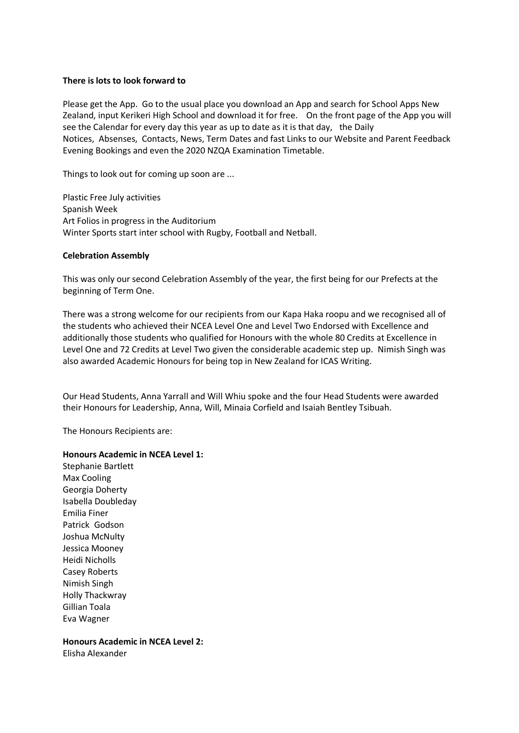**There is lots to look forward to**

Please get the App. Go to the usual place you download an App and search for School Apps New Zealand, input Kerikeri High School and download it for free. On the front page of the App you will see the Calendar for every day this year as up to date as it is that day, the Daily Notices, Absenses, Contacts, News, Term Dates and fast Links to our Website and Parent Feedback Evening Bookings and even the 2020 NZQA Examination Timetable.

Things to look out for coming up soon are ...

Plastic Free July activities
Spanish Week
Art Folios in progress in the Auditorium
Winter Sports start inter school with Rugby, Football and Netball.

**Celebration Assembly**

This was only our second Celebration Assembly of the year, the first being for our Prefects at the beginning of Term One.

There was a strong welcome for our recipients from our Kapa Haka roopu and we recognised all of the students who achieved their NCEA Level One and Level Two Endorsed with Excellence and additionally those students who qualified for Honours with the whole 80 Credits at Excellence in Level One and 72 Credits at Level Two given the considerable academic step up. Nimish Singh was also awarded Academic Honours for being top in New Zealand for ICAS Writing.

Our Head Students, Anna Yarrall and Will Whiu spoke and the four Head Students were awarded their Honours for Leadership, Anna, Will, Minaia Corfield and Isaiah Bentley Tsibuah.

The Honours Recipients are:

**Honours Academic in NCEA Level 1:**
Stephanie Bartlett
Max Cooling
Georgia Doherty
Isabella Doubleday
Emilia Finer
Patrick Godson
Joshua McNulty
Jessica Mooney
Heidi Nicholls
Casey Roberts
Nimish Singh
Holly Thackwray
Gillian Toala
Eva Wagner

**Honours Academic in NCEA Level 2:**
Elisha Alexander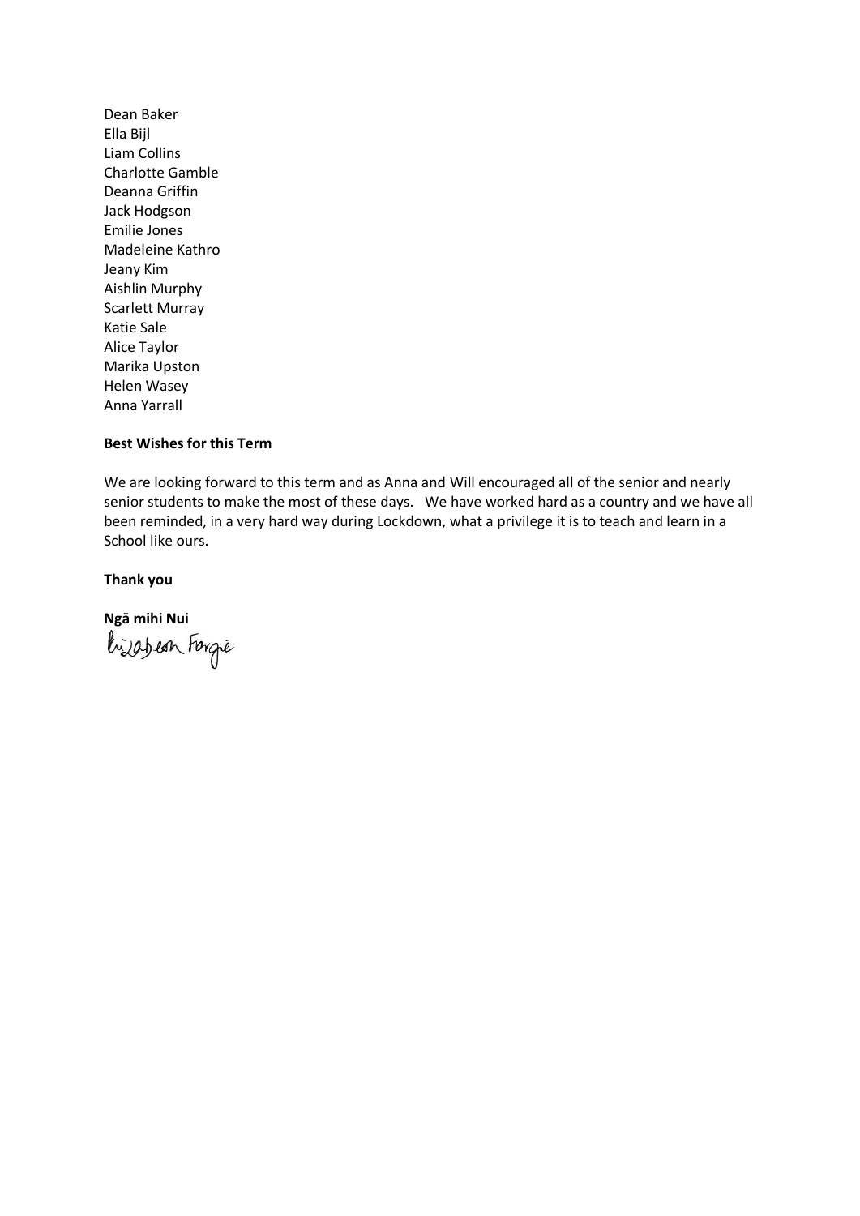Dean Baker
Ella Bijl
Liam Collins
Charlotte Gamble
Deanna Griffin
Jack Hodgson
Emilie Jones
Madeleine Kathro
Jeany Kim
Aishlin Murphy
Scarlett Murray
Katie Sale
Alice Taylor
Marika Upston
Helen Wasey
Anna Yarrall

**Best Wishes for this Term**

We are looking forward to this term and as Anna and Will encouraged all of the senior and nearly senior students to make the most of these days. We have worked hard as a country and we have all been reminded, in a very hard way during Lockdown, what a privilege it is to teach and learn in a School like ours.

**Thank you**

**Ngā mihi Nui**

Elizabeth Forgie